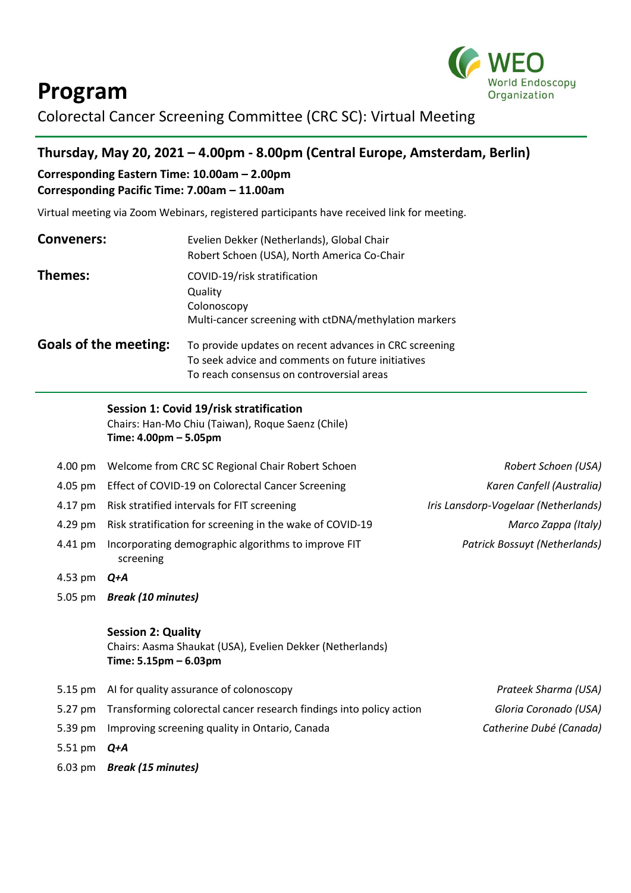# Program

WEO World Endoscopy Organization

Colorectal Cancer Screening Committee (CRC SC): Virtual Meeting

## Thursday, May 20, 2021 – 4.00pm - 8.00pm (Central Europe, Amsterdam, Berlin)

**Corresponding Eastern Time: 10.00am – 2.00pm**
**Corresponding Pacific Time: 7.00am – 11.00am**

Virtual meeting via Zoom Webinars, registered participants have received link for meeting.

**Conveners:**
Evelien Dekker (Netherlands), Global Chair
Robert Schoen (USA), North America Co-Chair

**Themes:**
COVID-19/risk stratification
Quality
Colonoscopy
Multi-cancer screening with ctDNA/methylation markers

**Goals of the meeting:**
To provide updates on recent advances in CRC screening
To seek advice and comments on future initiatives
To reach consensus on controversial areas

---

### Session 1: Covid 19/risk stratification

Chairs: Han-Mo Chiu (Taiwan), Roque Saenz (Chile)
**Time: 4.00pm – 5.05pm**

| Time | Topic | Speaker |
|---|---|---|
| 4.00 pm | Welcome from CRC SC Regional Chair Robert Schoen | *Robert Schoen (USA)* |
| 4.05 pm | Effect of COVID-19 on Colorectal Cancer Screening | *Karen Canfell (Australia)* |
| 4.17 pm | Risk stratified intervals for FIT screening | *Iris Lansdorp-Vogelaar (Netherlands)* |
| 4.29 pm | Risk stratification for screening in the wake of COVID-19 | *Marco Zappa (Italy)* |
| 4.41 pm | Incorporating demographic algorithms to improve FIT screening | *Patrick Bossuyt (Netherlands)* |
| 4.53 pm | ***Q+A*** | |
| 5.05 pm | ***Break (10 minutes)*** | |

### Session 2: Quality

Chairs: Aasma Shaukat (USA), Evelien Dekker (Netherlands)
**Time: 5.15pm – 6.03pm**

| Time | Topic | Speaker |
|---|---|---|
| 5.15 pm | AI for quality assurance of colonoscopy | *Prateek Sharma (USA)* |
| 5.27 pm | Transforming colorectal cancer research findings into policy action | *Gloria Coronado (USA)* |
| 5.39 pm | Improving screening quality in Ontario, Canada | *Catherine Dubé (Canada)* |
| 5.51 pm | ***Q+A*** | |
| 6.03 pm | ***Break (15 minutes)*** | |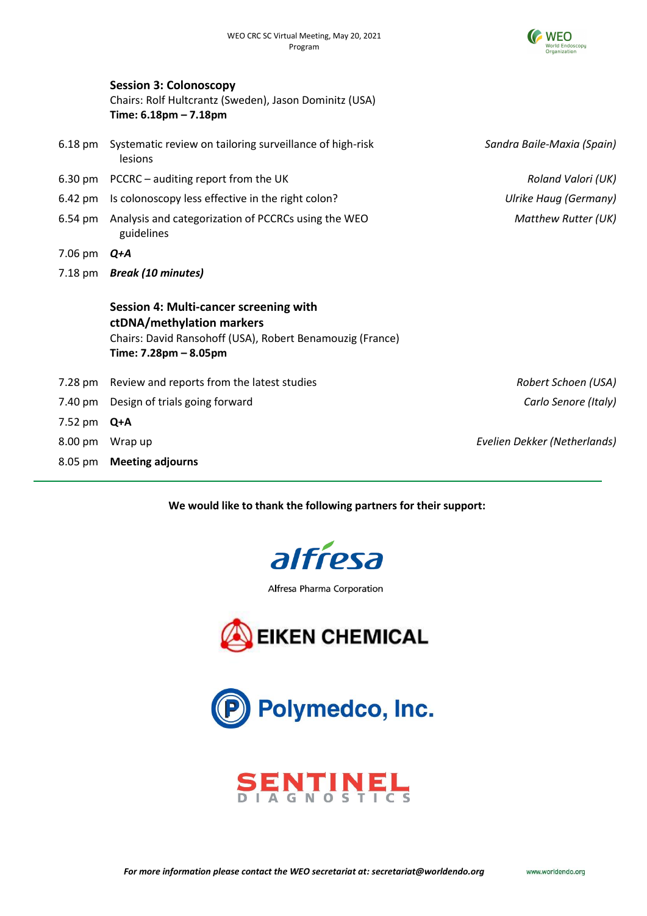## Session 3: Colonoscopy

Chairs: Rolf Hultcrantz (Sweden), Jason Dominitz (USA)

**Time: 6.18pm – 7.18pm**

| | | |
|---|---|---|
| 6.18 pm | Systematic review on tailoring surveillance of high-risk lesions | *Sandra Baile-Maxia (Spain)* |
| 6.30 pm | PCCRC – auditing report from the UK | *Roland Valori (UK)* |
| 6.42 pm | Is colonoscopy less effective in the right colon? | *Ulrike Haug (Germany)* |
| 6.54 pm | Analysis and categorization of PCCRCs using the WEO guidelines | *Matthew Rutter (UK)* |
| 7.06 pm | ***Q+A*** | |
| 7.18 pm | ***Break (10 minutes)*** | |

## Session 4: Multi-cancer screening with ctDNA/methylation markers

Chairs: David Ransohoff (USA), Robert Benamouzig (France)

**Time: 7.28pm – 8.05pm**

| | | |
|---|---|---|
| 7.28 pm | Review and reports from the latest studies | *Robert Schoen (USA)* |
| 7.40 pm | Design of trials going forward | *Carlo Senore (Italy)* |
| 7.52 pm | **Q+A** | |
| 8.00 pm | Wrap up | *Evelien Dekker (Netherlands)* |
| 8.05 pm | **Meeting adjourns** | |

---

**We would like to thank the following partners for their support:**

alfresa

Alfresa Pharma Corporation

EIKEN CHEMICAL

Polymedco, Inc.

SENTINEL DIAGNOSTICS

***For more information please contact the WEO secretariat at: secretariat@worldendo.org***

www.worldendo.org